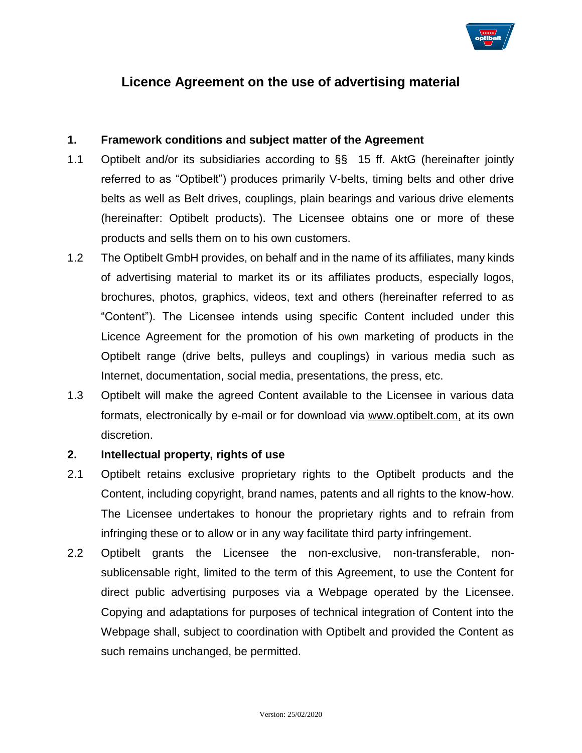# Licence Agreement on the use of advertising material

## 1. Framework conditions and subject matter of the Agreement

1.1 Optibelt and/or its subsidiaries according to §§ 15 ff. AktG (hereinafter jointly referred to as "Optibelt") produces primarily V-belts, timing belts and other drive belts as well as Belt drives, couplings, plain bearings and various drive elements (hereinafter: Optibelt products). The Licensee obtains one or more of these products and sells them on to his own customers.

1.2 The Optibelt GmbH provides, on behalf and in the name of its affiliates, many kinds of advertising material to market its or its affiliates products, especially logos, brochures, photos, graphics, videos, text and others (hereinafter referred to as "Content"). The Licensee intends using specific Content included under this Licence Agreement for the promotion of his own marketing of products in the Optibelt range (drive belts, pulleys and couplings) in various media such as Internet, documentation, social media, presentations, the press, etc.

1.3 Optibelt will make the agreed Content available to the Licensee in various data formats, electronically by e-mail or for download via www.optibelt.com, at its own discretion.

## 2. Intellectual property, rights of use

2.1 Optibelt retains exclusive proprietary rights to the Optibelt products and the Content, including copyright, brand names, patents and all rights to the know-how. The Licensee undertakes to honour the proprietary rights and to refrain from infringing these or to allow or in any way facilitate third party infringement.

2.2 Optibelt grants the Licensee the non-exclusive, non-transferable, non-sublicensable right, limited to the term of this Agreement, to use the Content for direct public advertising purposes via a Webpage operated by the Licensee. Copying and adaptations for purposes of technical integration of Content into the Webpage shall, subject to coordination with Optibelt and provided the Content as such remains unchanged, be permitted.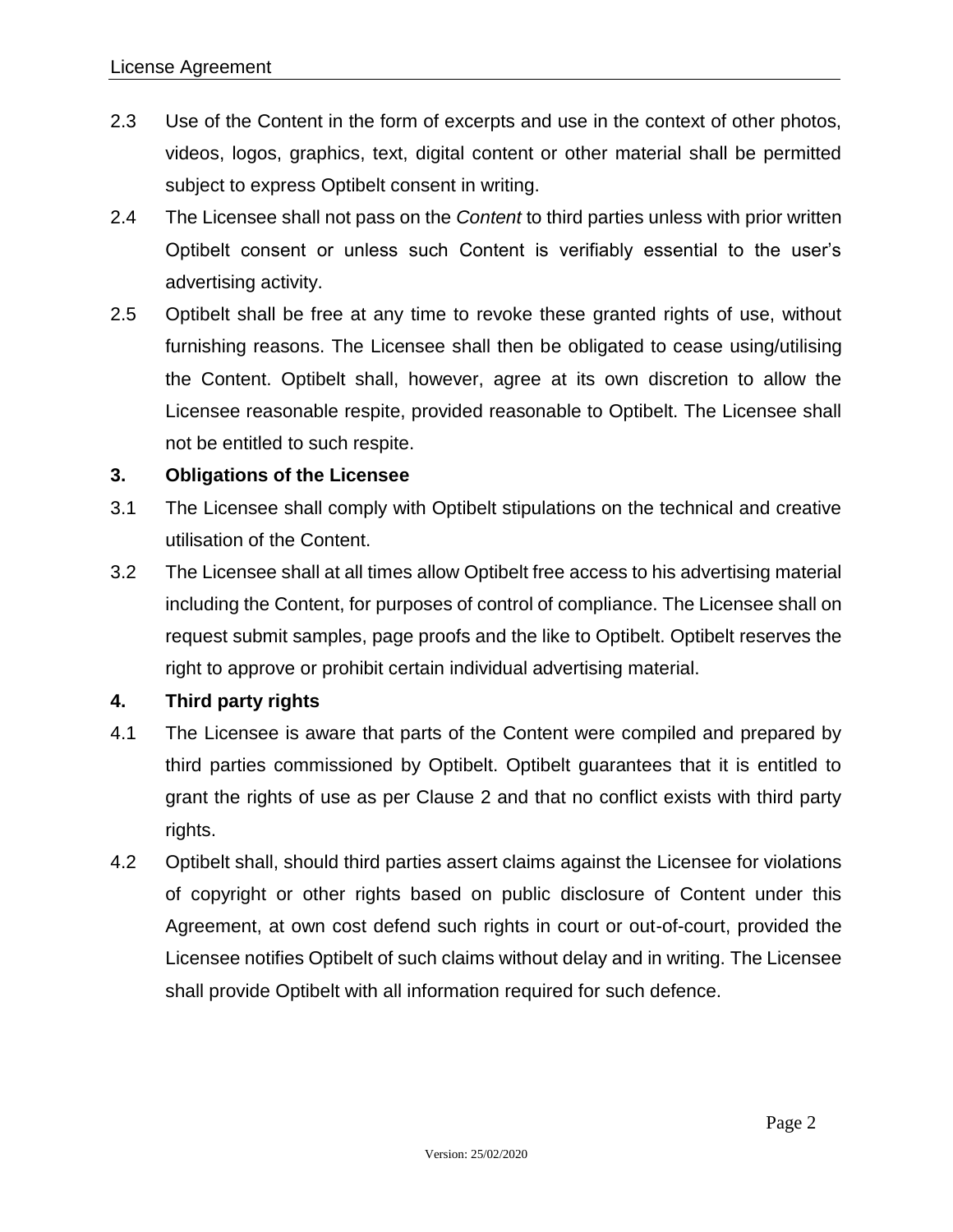2.3 Use of the Content in the form of excerpts and use in the context of other photos, videos, logos, graphics, text, digital content or other material shall be permitted subject to express Optibelt consent in writing.

2.4 The Licensee shall not pass on the *Content* to third parties unless with prior written Optibelt consent or unless such Content is verifiably essential to the user's advertising activity.

2.5 Optibelt shall be free at any time to revoke these granted rights of use, without furnishing reasons. The Licensee shall then be obligated to cease using/utilising the Content. Optibelt shall, however, agree at its own discretion to allow the Licensee reasonable respite, provided reasonable to Optibelt. The Licensee shall not be entitled to such respite.

## 3. Obligations of the Licensee

3.1 The Licensee shall comply with Optibelt stipulations on the technical and creative utilisation of the Content.

3.2 The Licensee shall at all times allow Optibelt free access to his advertising material including the Content, for purposes of control of compliance. The Licensee shall on request submit samples, page proofs and the like to Optibelt. Optibelt reserves the right to approve or prohibit certain individual advertising material.

## 4. Third party rights

4.1 The Licensee is aware that parts of the Content were compiled and prepared by third parties commissioned by Optibelt. Optibelt guarantees that it is entitled to grant the rights of use as per Clause 2 and that no conflict exists with third party rights.

4.2 Optibelt shall, should third parties assert claims against the Licensee for violations of copyright or other rights based on public disclosure of Content under this Agreement, at own cost defend such rights in court or out-of-court, provided the Licensee notifies Optibelt of such claims without delay and in writing. The Licensee shall provide Optibelt with all information required for such defence.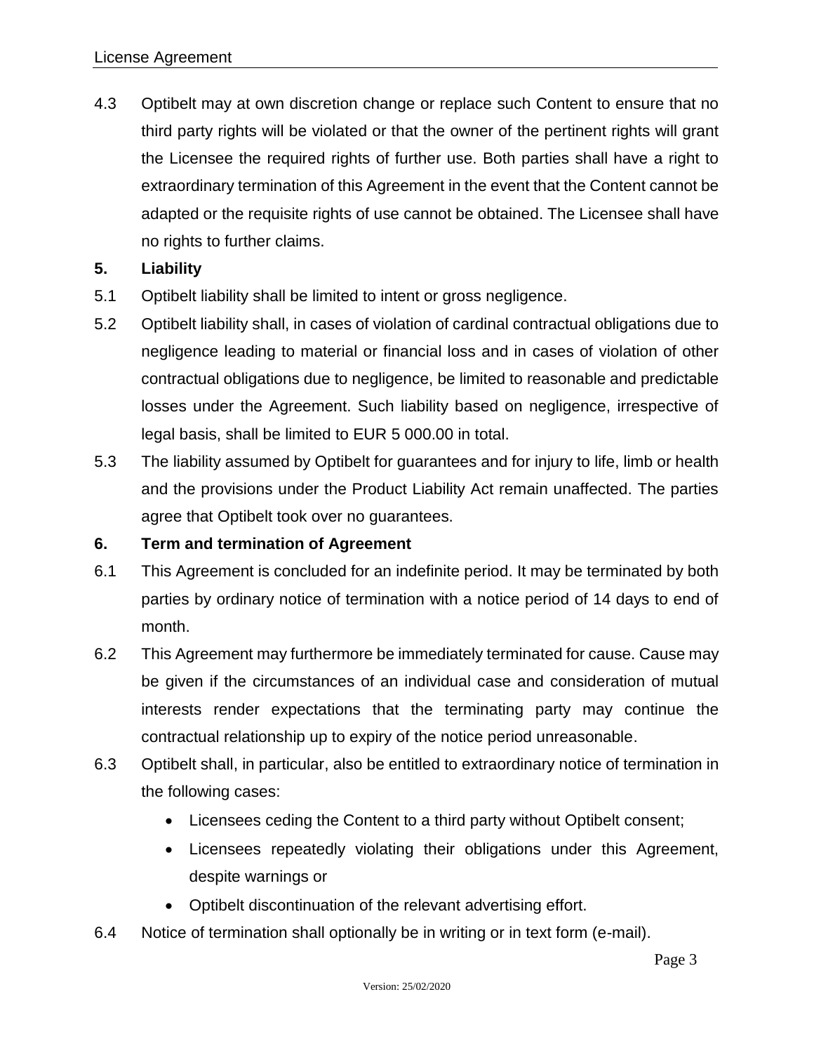4.3 Optibelt may at own discretion change or replace such Content to ensure that no third party rights will be violated or that the owner of the pertinent rights will grant the Licensee the required rights of further use. Both parties shall have a right to extraordinary termination of this Agreement in the event that the Content cannot be adapted or the requisite rights of use cannot be obtained. The Licensee shall have no rights to further claims.

## 5. Liability

5.1 Optibelt liability shall be limited to intent or gross negligence.

5.2 Optibelt liability shall, in cases of violation of cardinal contractual obligations due to negligence leading to material or financial loss and in cases of violation of other contractual obligations due to negligence, be limited to reasonable and predictable losses under the Agreement. Such liability based on negligence, irrespective of legal basis, shall be limited to EUR 5 000.00 in total.

5.3 The liability assumed by Optibelt for guarantees and for injury to life, limb or health and the provisions under the Product Liability Act remain unaffected. The parties agree that Optibelt took over no guarantees.

## 6. Term and termination of Agreement

6.1 This Agreement is concluded for an indefinite period. It may be terminated by both parties by ordinary notice of termination with a notice period of 14 days to end of month.

6.2 This Agreement may furthermore be immediately terminated for cause. Cause may be given if the circumstances of an individual case and consideration of mutual interests render expectations that the terminating party may continue the contractual relationship up to expiry of the notice period unreasonable.

6.3 Optibelt shall, in particular, also be entitled to extraordinary notice of termination in the following cases:

- Licensees ceding the Content to a third party without Optibelt consent;
- Licensees repeatedly violating their obligations under this Agreement, despite warnings or
- Optibelt discontinuation of the relevant advertising effort.

6.4 Notice of termination shall optionally be in writing or in text form (e-mail).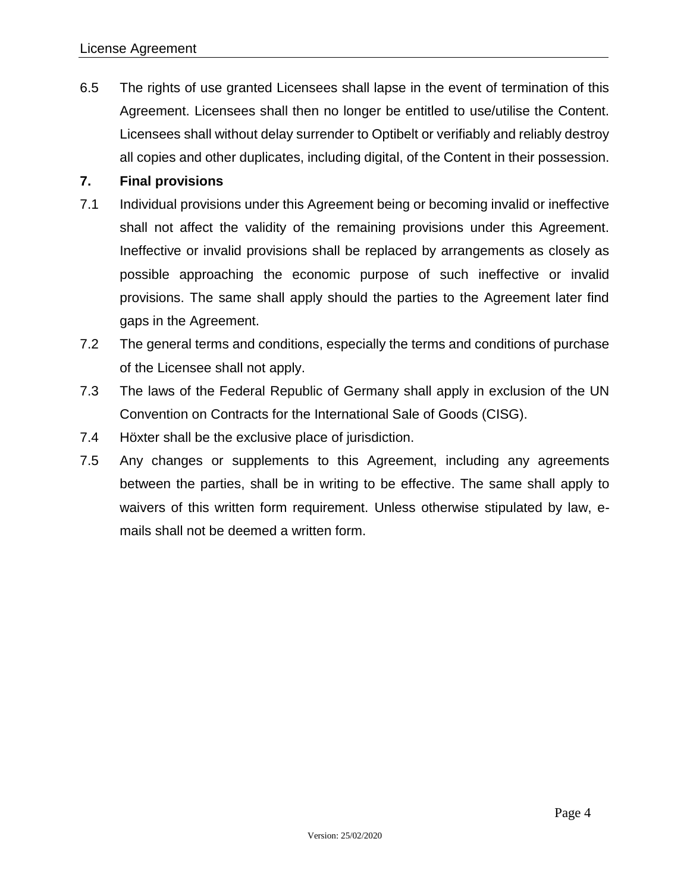6.5 The rights of use granted Licensees shall lapse in the event of termination of this Agreement. Licensees shall then no longer be entitled to use/utilise the Content. Licensees shall without delay surrender to Optibelt or verifiably and reliably destroy all copies and other duplicates, including digital, of the Content in their possession.

## 7. Final provisions

7.1 Individual provisions under this Agreement being or becoming invalid or ineffective shall not affect the validity of the remaining provisions under this Agreement. Ineffective or invalid provisions shall be replaced by arrangements as closely as possible approaching the economic purpose of such ineffective or invalid provisions. The same shall apply should the parties to the Agreement later find gaps in the Agreement.

7.2 The general terms and conditions, especially the terms and conditions of purchase of the Licensee shall not apply.

7.3 The laws of the Federal Republic of Germany shall apply in exclusion of the UN Convention on Contracts for the International Sale of Goods (CISG).

7.4 Höxter shall be the exclusive place of jurisdiction.

7.5 Any changes or supplements to this Agreement, including any agreements between the parties, shall be in writing to be effective. The same shall apply to waivers of this written form requirement. Unless otherwise stipulated by law, e-mails shall not be deemed a written form.